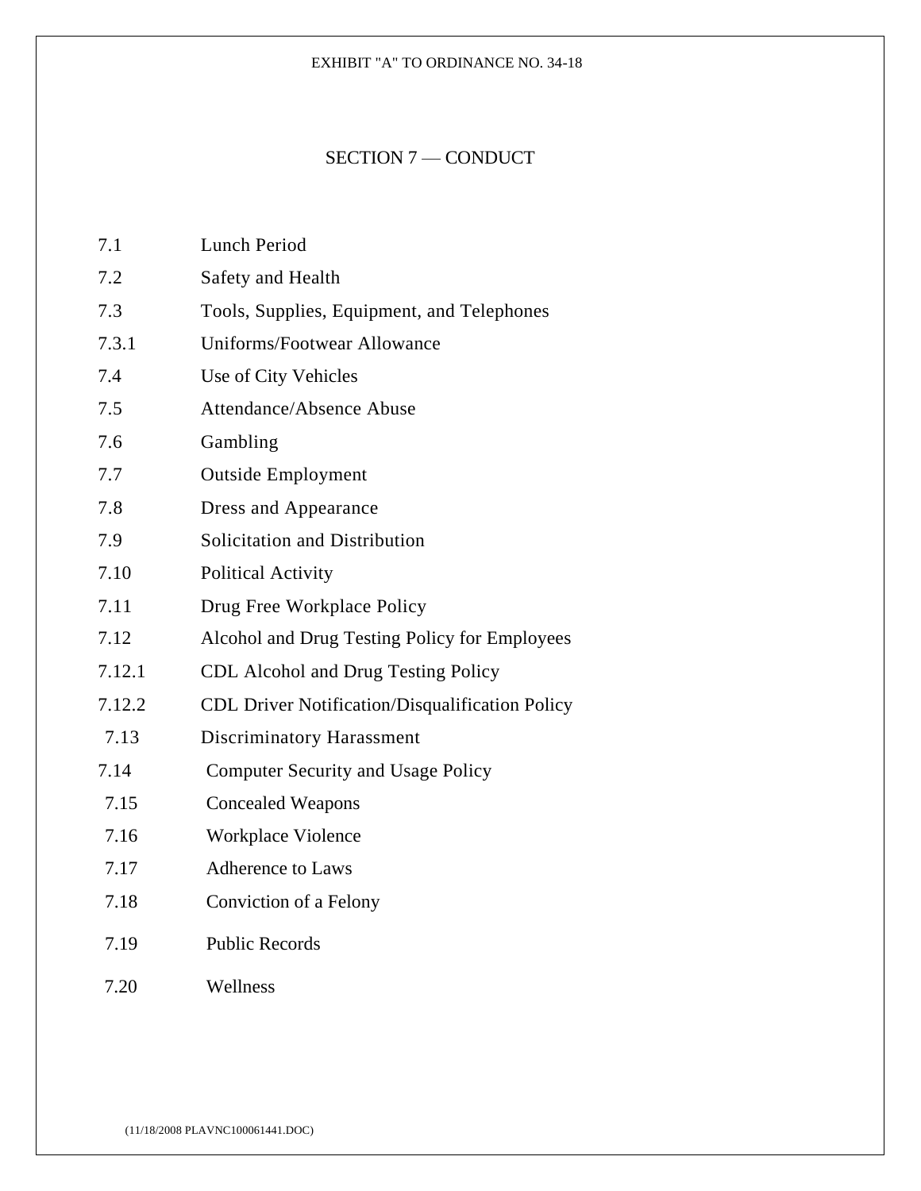EXHIBIT "A" TO ORDINANCE NO. 34-18

# SECTION 7 — CONDUCT

| | |
|---|---|
| 7.1 | Lunch Period |
| 7.2 | Safety and Health |
| 7.3 | Tools, Supplies, Equipment, and Telephones |
| 7.3.1 | Uniforms/Footwear Allowance |
| 7.4 | Use of City Vehicles |
| 7.5 | Attendance/Absence Abuse |
| 7.6 | Gambling |
| 7.7 | Outside Employment |
| 7.8 | Dress and Appearance |
| 7.9 | Solicitation and Distribution |
| 7.10 | Political Activity |
| 7.11 | Drug Free Workplace Policy |
| 7.12 | Alcohol and Drug Testing Policy for Employees |
| 7.12.1 | CDL Alcohol and Drug Testing Policy |
| 7.12.2 | CDL Driver Notification/Disqualification Policy |
| 7.13 | Discriminatory Harassment |
| 7.14 | Computer Security and Usage Policy |
| 7.15 | Concealed Weapons |
| 7.16 | Workplace Violence |
| 7.17 | Adherence to Laws |
| 7.18 | Conviction of a Felony |
| 7.19 | Public Records |
| 7.20 | Wellness |

(11/18/2008 PLAVNC100061441.DOC)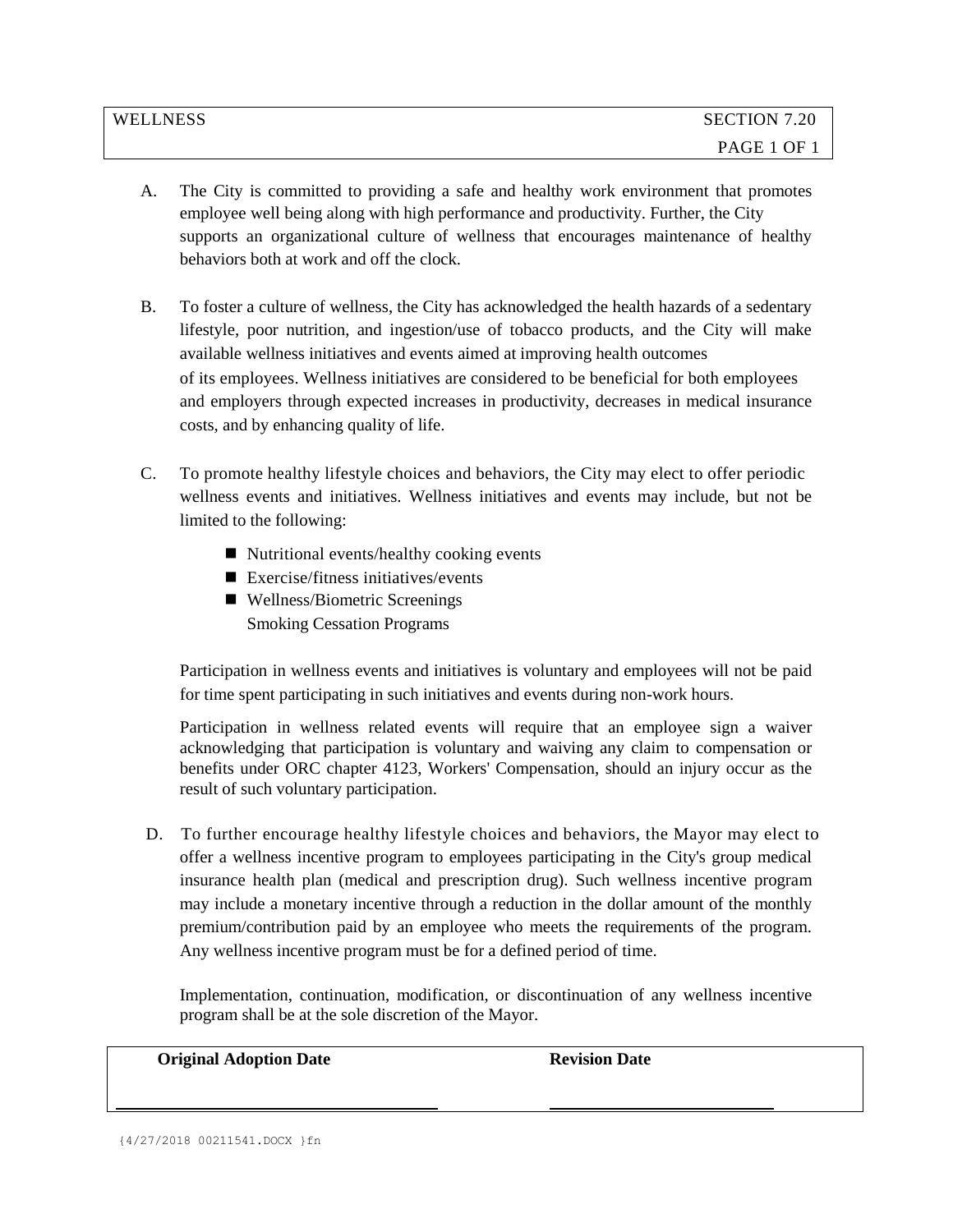| WELLNESS | SECTION 7.20 |
| --- | --- |

A. The City is committed to providing a safe and healthy work environment that promotes employee well being along with high performance and productivity. Further, the City supports an organizational culture of wellness that encourages maintenance of healthy behaviors both at work and off the clock.

B. To foster a culture of wellness, the City has acknowledged the health hazards of a sedentary lifestyle, poor nutrition, and ingestion/use of tobacco products, and the City will make available wellness initiatives and events aimed at improving health outcomes of its employees. Wellness initiatives are considered to be beneficial for both employees and employers through expected increases in productivity, decreases in medical insurance costs, and by enhancing quality of life.

C. To promote healthy lifestyle choices and behaviors, the City may elect to offer periodic wellness events and initiatives. Wellness initiatives and events may include, but not be limited to the following:

- Nutritional events/healthy cooking events
- Exercise/fitness initiatives/events
- Wellness/Biometric Screenings
- Smoking Cessation Programs

Participation in wellness events and initiatives is voluntary and employees will not be paid for time spent participating in such initiatives and events during non-work hours.

Participation in wellness related events will require that an employee sign a waiver acknowledging that participation is voluntary and waiving any claim to compensation or benefits under ORC chapter 4123, Workers' Compensation, should an injury occur as the result of such voluntary participation.

D. To further encourage healthy lifestyle choices and behaviors, the Mayor may elect to offer a wellness incentive program to employees participating in the City's group medical insurance health plan (medical and prescription drug). Such wellness incentive program may include a monetary incentive through a reduction in the dollar amount of the monthly premium/contribution paid by an employee who meets the requirements of the program. Any wellness incentive program must be for a defined period of time.

Implementation, continuation, modification, or discontinuation of any wellness incentive program shall be at the sole discretion of the Mayor.

| **Original Adoption Date** | **Revision Date** |
| --- | --- |
| | |

{4/27/2018 00211541.DOCX }fn